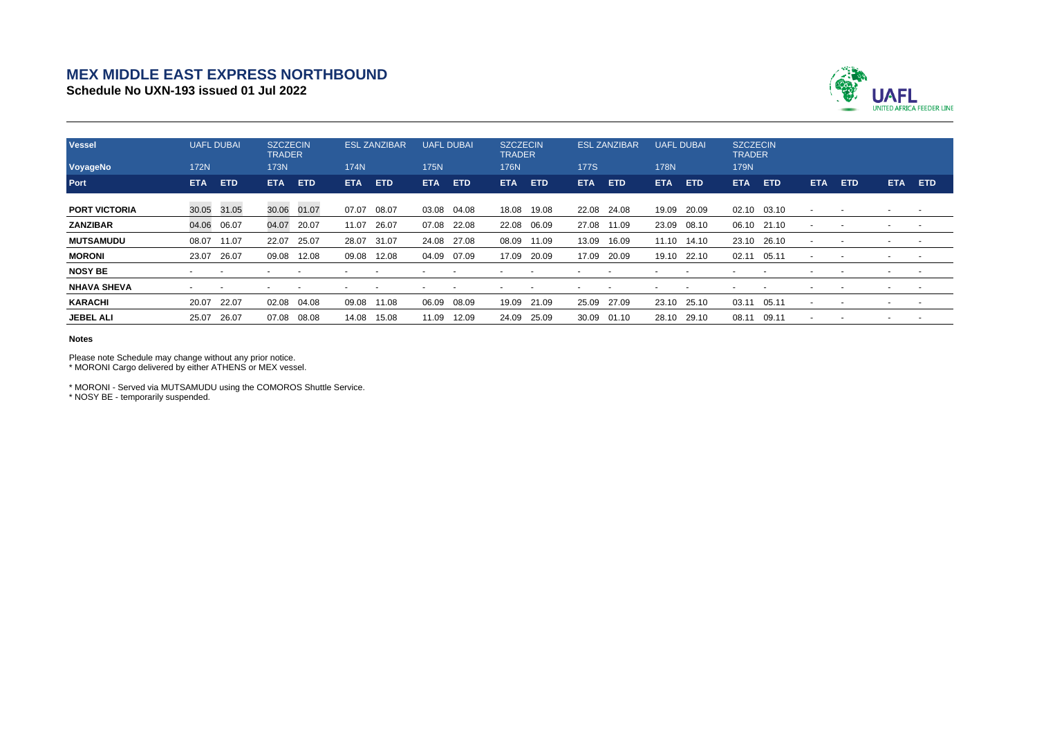# MEX MIDDLE EAST EXPRESS NORTHBOUND

**Schedule No UXN-193 issued 01 Jul 2022**

UAFL
UNITED AFRICA FEEDER LINE

| Vessel | UAFL DUBAI | | SZCZECIN TRADER | | ESL ZANZIBAR | | UAFL DUBAI | | SZCZECIN TRADER | | ESL ZANZIBAR | | UAFL DUBAI | | SZCZECIN TRADER | | | | | |
|---|---|---|---|---|---|---|---|---|---|---|---|---|---|---|---|---|---|---|---|---|
| VoyageNo | 172N | | 173N | | 174N | | 175N | | 176N | | 177S | | 178N | | 179N | | | | | |
| Port | ETA | ETD | ETA | ETD | ETA | ETD | ETA | ETD | ETA | ETD | ETA | ETD | ETA | ETD | ETA | ETD | ETA | ETD | ETA | ETD |
| PORT VICTORIA | 30.05 | 31.05 | 30.06 | 01.07 | 07.07 | 08.07 | 03.08 | 04.08 | 18.08 | 19.08 | 22.08 | 24.08 | 19.09 | 20.09 | 02.10 | 03.10 | - | - | - | - |
| ZANZIBAR | 04.06 | 06.07 | 04.07 | 20.07 | 11.07 | 26.07 | 07.08 | 22.08 | 22.08 | 06.09 | 27.08 | 11.09 | 23.09 | 08.10 | 06.10 | 21.10 | - | - | - | - |
| MUTSAMUDU | 08.07 | 11.07 | 22.07 | 25.07 | 28.07 | 31.07 | 24.08 | 27.08 | 08.09 | 11.09 | 13.09 | 16.09 | 11.10 | 14.10 | 23.10 | 26.10 | - | - | - | - |
| MORONI | 23.07 | 26.07 | 09.08 | 12.08 | 09.08 | 12.08 | 04.09 | 07.09 | 17.09 | 20.09 | 17.09 | 20.09 | 19.10 | 22.10 | 02.11 | 05.11 | - | - | - | - |
| NOSY BE | - | - | - | - | - | - | - | - | - | - | - | - | - | - | - | - | - | - | - | - |
| NHAVA SHEVA | - | - | - | - | - | - | - | - | - | - | - | - | - | - | - | - | - | - | - | - |
| KARACHI | 20.07 | 22.07 | 02.08 | 04.08 | 09.08 | 11.08 | 06.09 | 08.09 | 19.09 | 21.09 | 25.09 | 27.09 | 23.10 | 25.10 | 03.11 | 05.11 | - | - | - | - |
| JEBEL ALI | 25.07 | 26.07 | 07.08 | 08.08 | 14.08 | 15.08 | 11.09 | 12.09 | 24.09 | 25.09 | 30.09 | 01.10 | 28.10 | 29.10 | 08.11 | 09.11 | - | - | - | - |

**Notes**

Please note Schedule may change without any prior notice.
\* MORONI Cargo delivered by either ATHENS or MEX vessel.

\* MORONI - Served via MUTSAMUDU using the COMOROS Shuttle Service.
\* NOSY BE - temporarily suspended.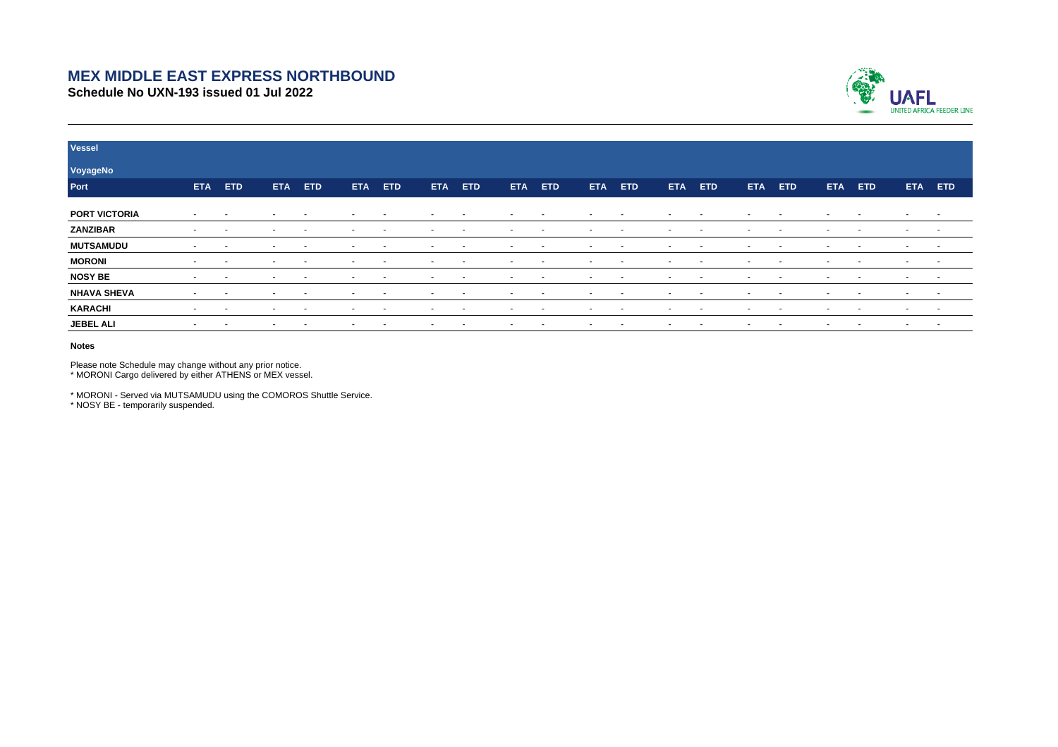# MEX MIDDLE EAST EXPRESS NORTHBOUND

**Schedule No UXN-193 issued 01 Jul 2022**

| Vessel | | | | | | | | | | | | | | | | | | | | |
|---|---|---|---|---|---|---|---|---|---|---|---|---|---|---|---|---|---|---|---|---|
| **VoyageNo** | | | | | | | | | | | | | | | | | | | | |
| **Port** | **ETA** | **ETD** | **ETA** | **ETD** | **ETA** | **ETD** | **ETA** | **ETD** | **ETA** | **ETD** | **ETA** | **ETD** | **ETA** | **ETD** | **ETA** | **ETD** | **ETA** | **ETD** | **ETA** | **ETD** |
| **PORT VICTORIA** | - | - | - | - | - | - | - | - | - | - | - | - | - | - | - | - | - | - | - | - |
| **ZANZIBAR** | - | - | - | - | - | - | - | - | - | - | - | - | - | - | - | - | - | - | - | - |
| **MUTSAMUDU** | - | - | - | - | - | - | - | - | - | - | - | - | - | - | - | - | - | - | - | - |
| **MORONI** | - | - | - | - | - | - | - | - | - | - | - | - | - | - | - | - | - | - | - | - |
| **NOSY BE** | - | - | - | - | - | - | - | - | - | - | - | - | - | - | - | - | - | - | - | - |
| **NHAVA SHEVA** | - | - | - | - | - | - | - | - | - | - | - | - | - | - | - | - | - | - | - | - |
| **KARACHI** | - | - | - | - | - | - | - | - | - | - | - | - | - | - | - | - | - | - | - | - |
| **JEBEL ALI** | - | - | - | - | - | - | - | - | - | - | - | - | - | - | - | - | - | - | - | - |

**Notes**

Please note Schedule may change without any prior notice.
* MORONI Cargo delivered by either ATHENS or MEX vessel.

* MORONI - Served via MUTSAMUDU using the COMOROS Shuttle Service.
* NOSY BE - temporarily suspended.